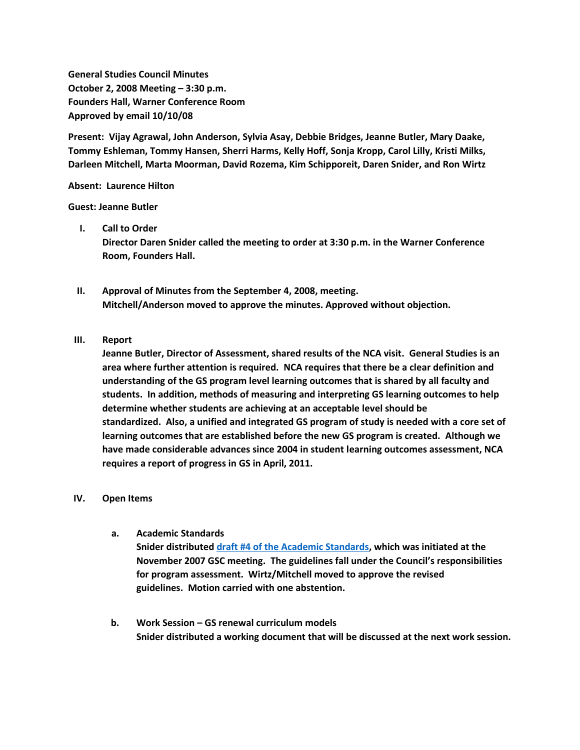**General Studies Council Minutes**
**October 2, 2008 Meeting – 3:30 p.m.**
**Founders Hall, Warner Conference Room**
**Approved by email 10/10/08**

**Present: Vijay Agrawal, John Anderson, Sylvia Asay, Debbie Bridges, Jeanne Butler, Mary Daake, Tommy Eshleman, Tommy Hansen, Sherri Harms, Kelly Hoff, Sonja Kropp, Carol Lilly, Kristi Milks, Darleen Mitchell, Marta Moorman, David Rozema, Kim Schipporeit, Daren Snider, and Ron Wirtz**

**Absent: Laurence Hilton**

**Guest: Jeanne Butler**

I. **Call to Order**
   **Director Daren Snider called the meeting to order at 3:30 p.m. in the Warner Conference Room, Founders Hall.**

II. **Approval of Minutes from the September 4, 2008, meeting.**
   **Mitchell/Anderson moved to approve the minutes. Approved without objection.**

III. **Report**
   **Jeanne Butler, Director of Assessment, shared results of the NCA visit. General Studies is an area where further attention is required. NCA requires that there be a clear definition and understanding of the GS program level learning outcomes that is shared by all faculty and students. In addition, methods of measuring and interpreting GS learning outcomes to help determine whether students are achieving at an acceptable level should be standardized. Also, a unified and integrated GS program of study is needed with a core set of learning outcomes that are established before the new GS program is created. Although we have made considerable advances since 2004 in student learning outcomes assessment, NCA requires a report of progress in GS in April, 2011.**

IV. **Open Items**

   a. **Academic Standards**
      **Snider distributed draft #4 of the Academic Standards, which was initiated at the November 2007 GSC meeting. The guidelines fall under the Council's responsibilities for program assessment. Wirtz/Mitchell moved to approve the revised guidelines. Motion carried with one abstention.**

   b. **Work Session – GS renewal curriculum models**
      **Snider distributed a working document that will be discussed at the next work session.**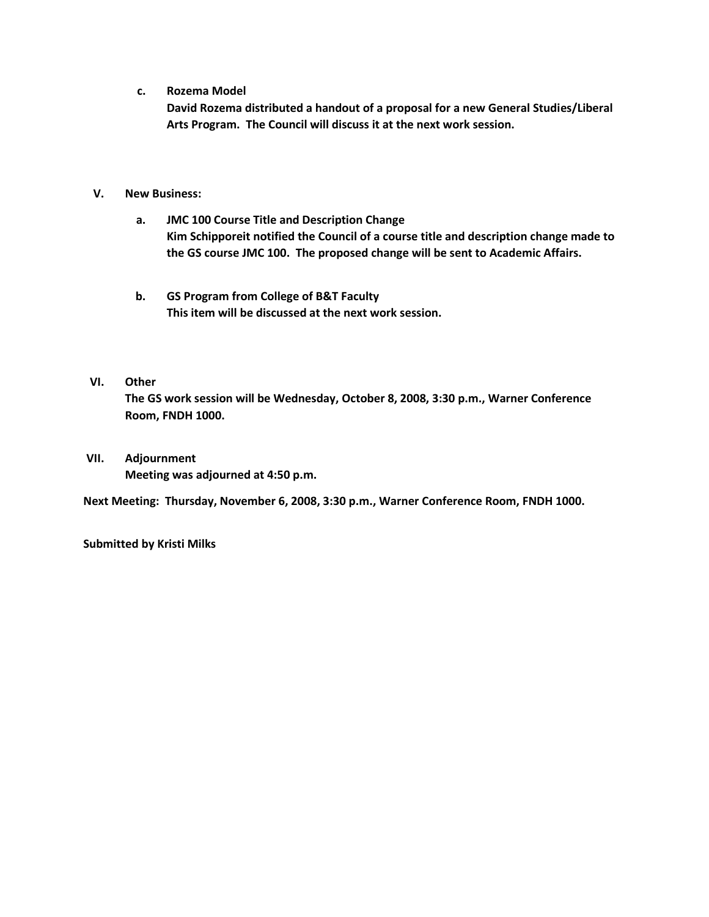c. **Rozema Model**
   **David Rozema distributed a handout of a proposal for a new General Studies/Liberal Arts Program. The Council will discuss it at the next work session.**

**V. New Business:**

a. **JMC 100 Course Title and Description Change**
   **Kim Schipporeit notified the Council of a course title and description change made to the GS course JMC 100. The proposed change will be sent to Academic Affairs.**

b. **GS Program from College of B&T Faculty**
   **This item will be discussed at the next work session.**

**VI. Other**
**The GS work session will be Wednesday, October 8, 2008, 3:30 p.m., Warner Conference Room, FNDH 1000.**

**VII. Adjournment**
**Meeting was adjourned at 4:50 p.m.**

**Next Meeting: Thursday, November 6, 2008, 3:30 p.m., Warner Conference Room, FNDH 1000.**

**Submitted by Kristi Milks**